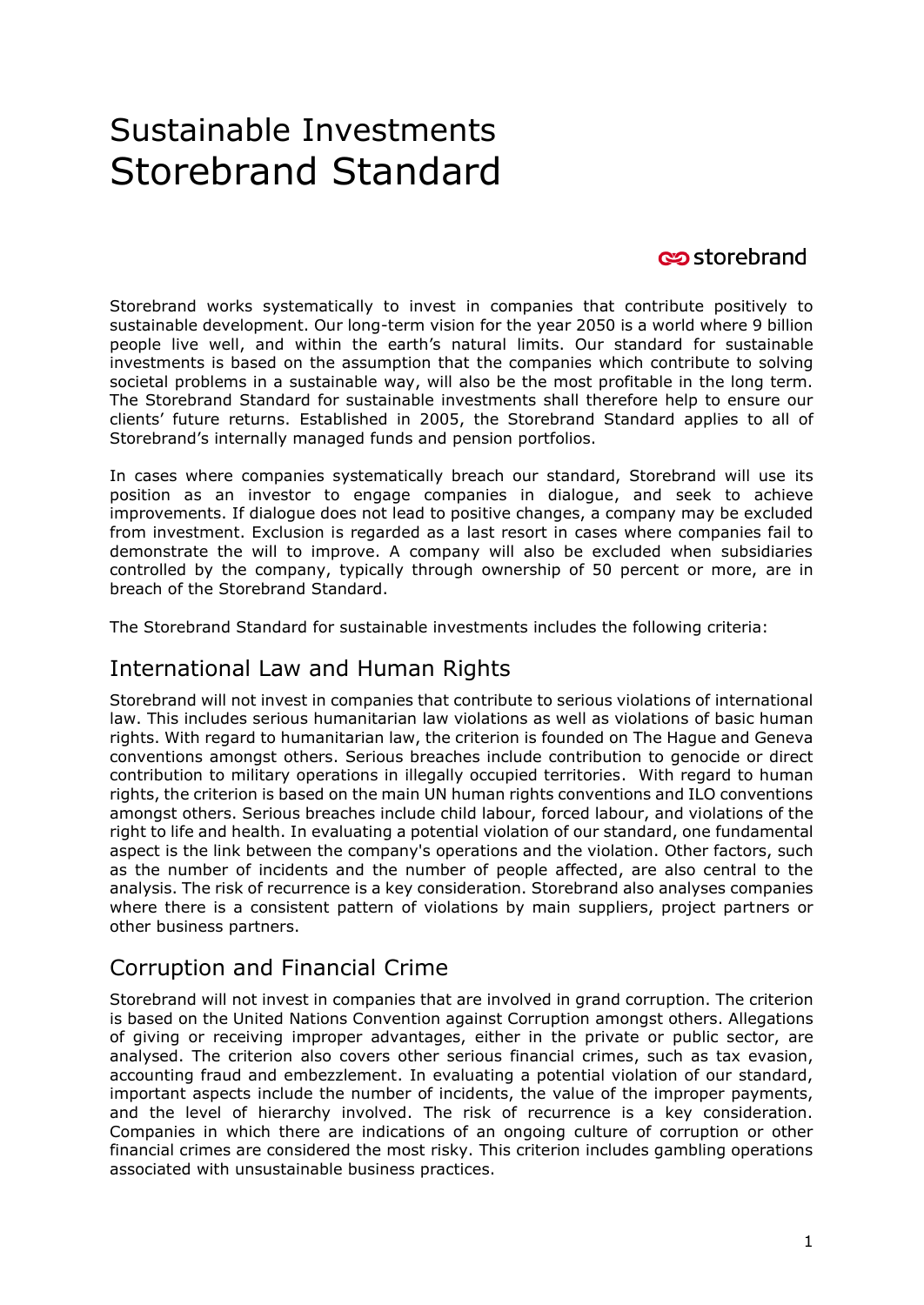# Sustainable Investments Storebrand Standard

storebrand

Storebrand works systematically to invest in companies that contribute positively to sustainable development. Our long-term vision for the year 2050 is a world where 9 billion people live well, and within the earth's natural limits. Our standard for sustainable investments is based on the assumption that the companies which contribute to solving societal problems in a sustainable way, will also be the most profitable in the long term. The Storebrand Standard for sustainable investments shall therefore help to ensure our clients' future returns. Established in 2005, the Storebrand Standard applies to all of Storebrand's internally managed funds and pension portfolios.

In cases where companies systematically breach our standard, Storebrand will use its position as an investor to engage companies in dialogue, and seek to achieve improvements. If dialogue does not lead to positive changes, a company may be excluded from investment. Exclusion is regarded as a last resort in cases where companies fail to demonstrate the will to improve. A company will also be excluded when subsidiaries controlled by the company, typically through ownership of 50 percent or more, are in breach of the Storebrand Standard.

The Storebrand Standard for sustainable investments includes the following criteria:

## International Law and Human Rights

Storebrand will not invest in companies that contribute to serious violations of international law. This includes serious humanitarian law violations as well as violations of basic human rights. With regard to humanitarian law, the criterion is founded on The Hague and Geneva conventions amongst others. Serious breaches include contribution to genocide or direct contribution to military operations in illegally occupied territories. With regard to human rights, the criterion is based on the main UN human rights conventions and ILO conventions amongst others. Serious breaches include child labour, forced labour, and violations of the right to life and health. In evaluating a potential violation of our standard, one fundamental aspect is the link between the company's operations and the violation. Other factors, such as the number of incidents and the number of people affected, are also central to the analysis. The risk of recurrence is a key consideration. Storebrand also analyses companies where there is a consistent pattern of violations by main suppliers, project partners or other business partners.

## Corruption and Financial Crime

Storebrand will not invest in companies that are involved in grand corruption. The criterion is based on the United Nations Convention against Corruption amongst others. Allegations of giving or receiving improper advantages, either in the private or public sector, are analysed. The criterion also covers other serious financial crimes, such as tax evasion, accounting fraud and embezzlement. In evaluating a potential violation of our standard, important aspects include the number of incidents, the value of the improper payments, and the level of hierarchy involved. The risk of recurrence is a key consideration. Companies in which there are indications of an ongoing culture of corruption or other financial crimes are considered the most risky. This criterion includes gambling operations associated with unsustainable business practices.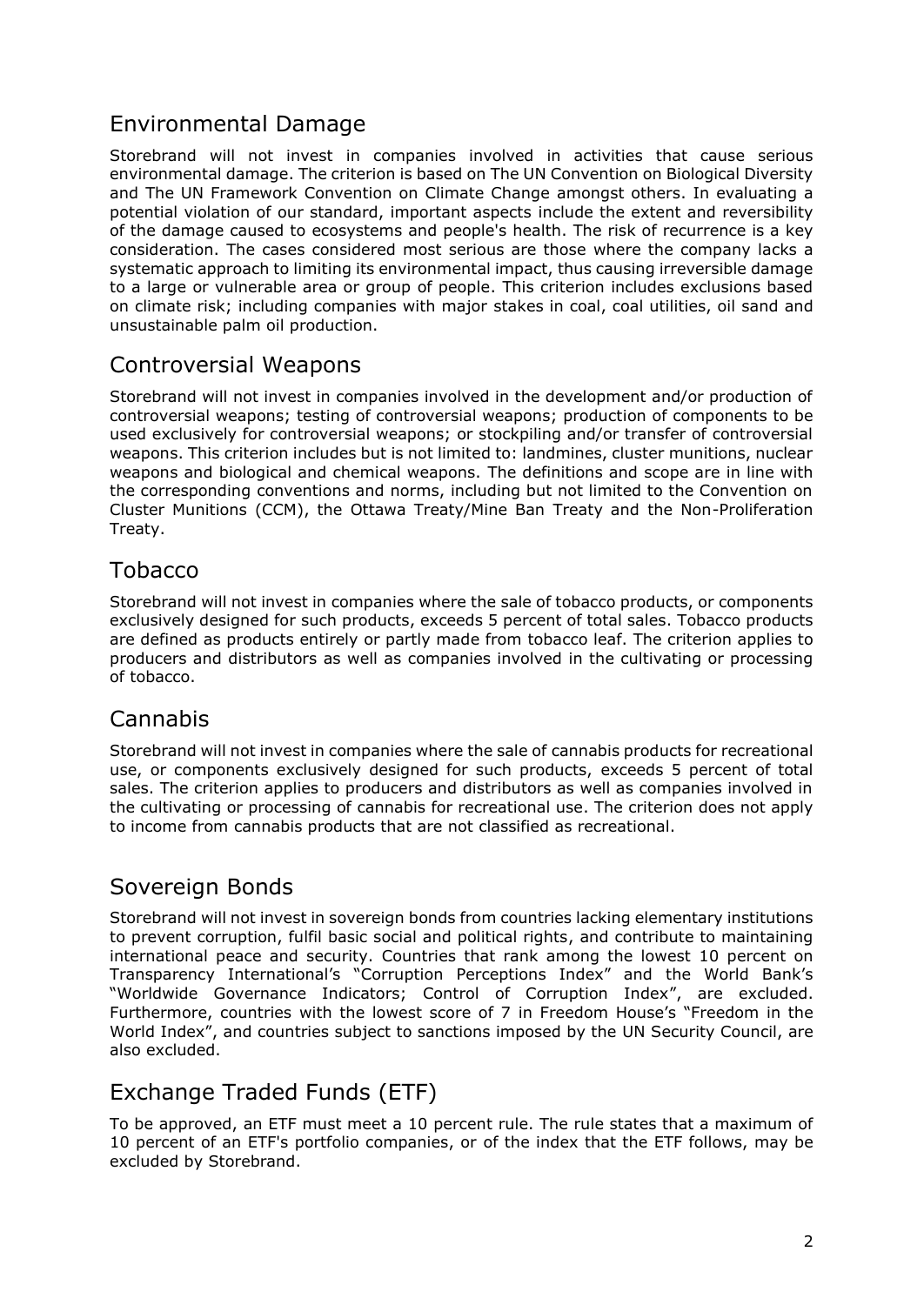## Environmental Damage

Storebrand will not invest in companies involved in activities that cause serious environmental damage. The criterion is based on The UN Convention on Biological Diversity and The UN Framework Convention on Climate Change amongst others. In evaluating a potential violation of our standard, important aspects include the extent and reversibility of the damage caused to ecosystems and people's health. The risk of recurrence is a key consideration. The cases considered most serious are those where the company lacks a systematic approach to limiting its environmental impact, thus causing irreversible damage to a large or vulnerable area or group of people. This criterion includes exclusions based on climate risk; including companies with major stakes in coal, coal utilities, oil sand and unsustainable palm oil production.

## Controversial Weapons

Storebrand will not invest in companies involved in the development and/or production of controversial weapons; testing of controversial weapons; production of components to be used exclusively for controversial weapons; or stockpiling and/or transfer of controversial weapons. This criterion includes but is not limited to: landmines, cluster munitions, nuclear weapons and biological and chemical weapons. The definitions and scope are in line with the corresponding conventions and norms, including but not limited to the Convention on Cluster Munitions (CCM), the Ottawa Treaty/Mine Ban Treaty and the Non-Proliferation Treaty.

## Tobacco

Storebrand will not invest in companies where the sale of tobacco products, or components exclusively designed for such products, exceeds 5 percent of total sales. Tobacco products are defined as products entirely or partly made from tobacco leaf. The criterion applies to producers and distributors as well as companies involved in the cultivating or processing of tobacco.

## Cannabis

Storebrand will not invest in companies where the sale of cannabis products for recreational use, or components exclusively designed for such products, exceeds 5 percent of total sales. The criterion applies to producers and distributors as well as companies involved in the cultivating or processing of cannabis for recreational use. The criterion does not apply to income from cannabis products that are not classified as recreational.

## Sovereign Bonds

Storebrand will not invest in sovereign bonds from countries lacking elementary institutions to prevent corruption, fulfil basic social and political rights, and contribute to maintaining international peace and security. Countries that rank among the lowest 10 percent on Transparency International's "Corruption Perceptions Index" and the World Bank's "Worldwide Governance Indicators; Control of Corruption Index", are excluded. Furthermore, countries with the lowest score of 7 in Freedom House's "Freedom in the World Index", and countries subject to sanctions imposed by the UN Security Council, are also excluded.

## Exchange Traded Funds (ETF)

To be approved, an ETF must meet a 10 percent rule. The rule states that a maximum of 10 percent of an ETF's portfolio companies, or of the index that the ETF follows, may be excluded by Storebrand.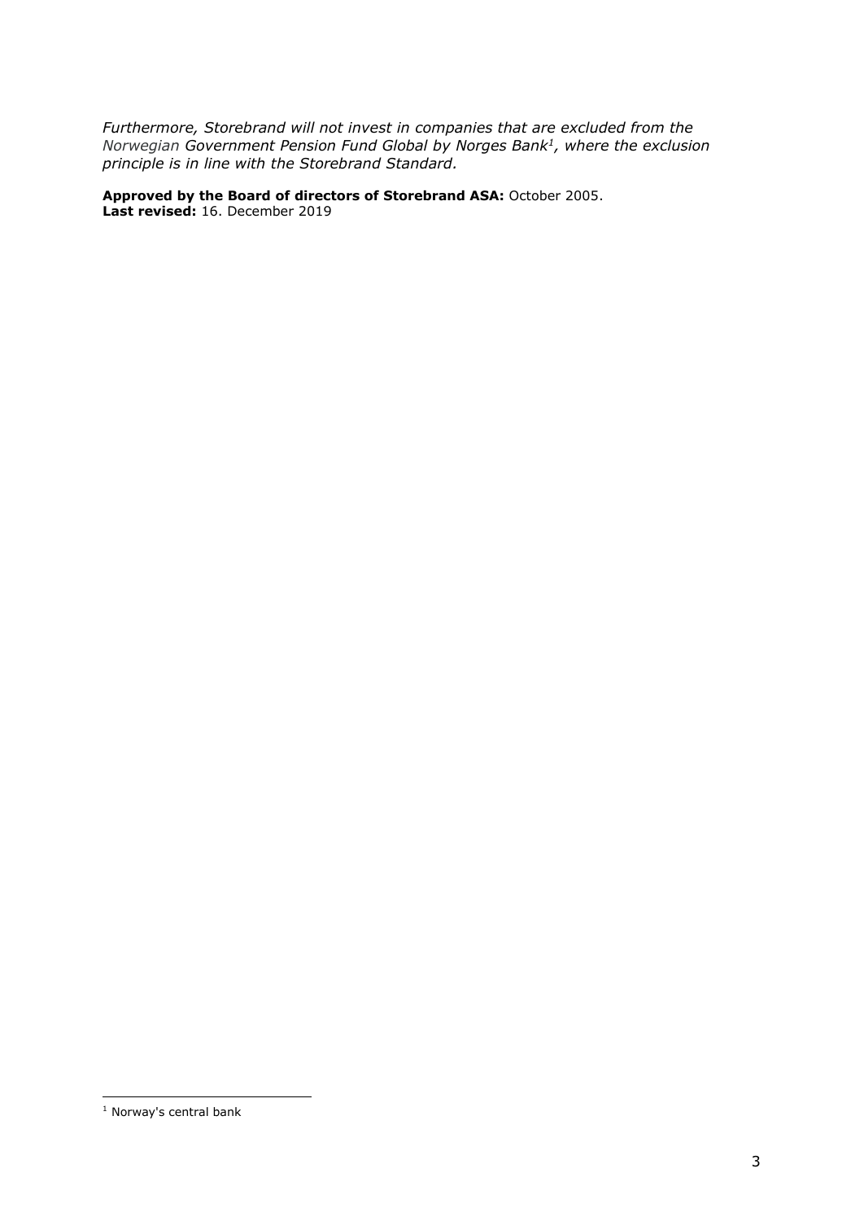*Furthermore, Storebrand will not invest in companies that are excluded from the Norwegian Government Pension Fund Global by Norges Bank[1], where the exclusion principle is in line with the Storebrand Standard.*

**Approved by the Board of directors of Storebrand ASA:** October 2005.
**Last revised:** 16. December 2019

[1] Norway's central bank